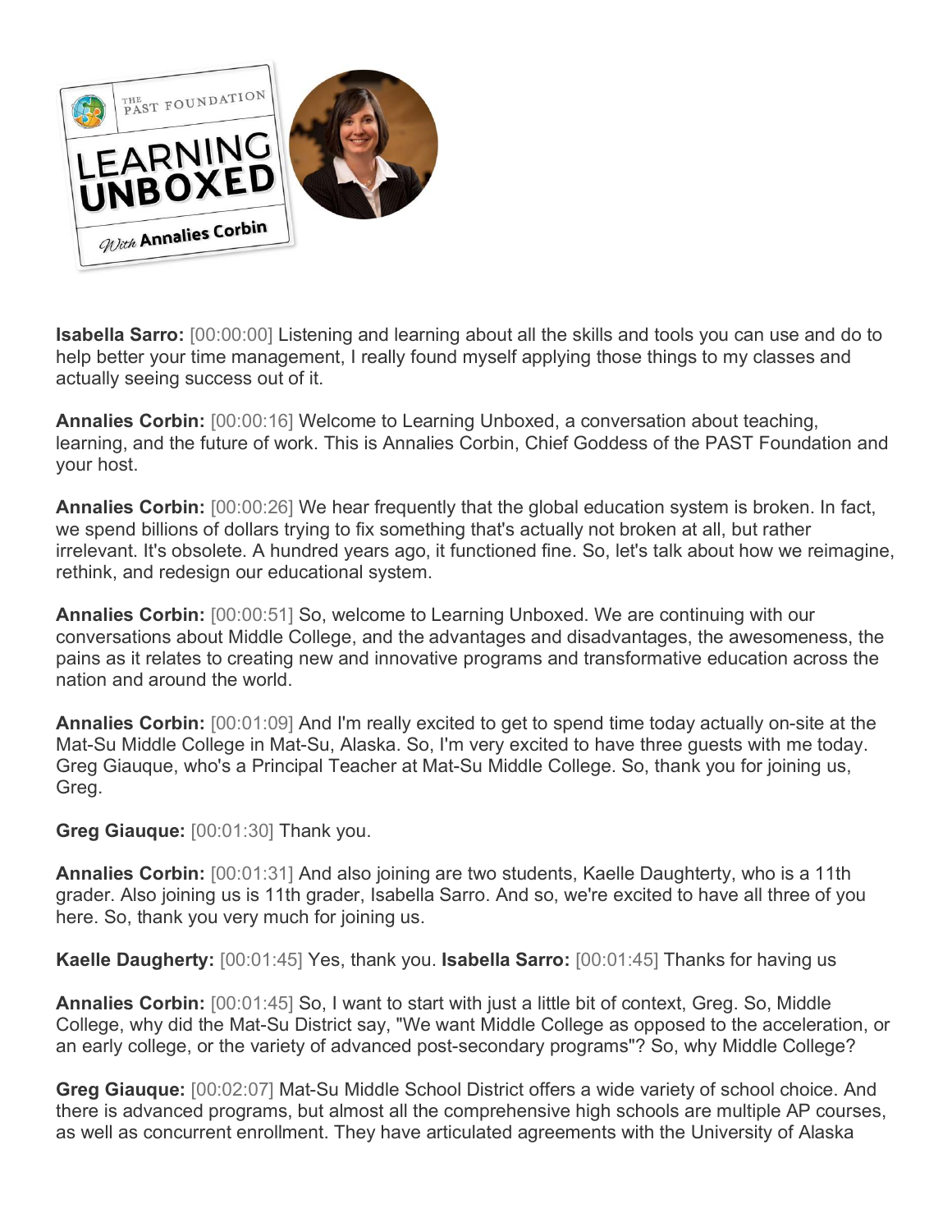**Isabella Sarro:** [00:00:00] Listening and learning about all the skills and tools you can use and do to help better your time management, I really found myself applying those things to my classes and actually seeing success out of it.

**Annalies Corbin:** [00:00:16] Welcome to Learning Unboxed, a conversation about teaching, learning, and the future of work. This is Annalies Corbin, Chief Goddess of the PAST Foundation and your host.

**Annalies Corbin:** [00:00:26] We hear frequently that the global education system is broken. In fact, we spend billions of dollars trying to fix something that's actually not broken at all, but rather irrelevant. It's obsolete. A hundred years ago, it functioned fine. So, let's talk about how we reimagine, rethink, and redesign our educational system.

**Annalies Corbin:** [00:00:51] So, welcome to Learning Unboxed. We are continuing with our conversations about Middle College, and the advantages and disadvantages, the awesomeness, the pains as it relates to creating new and innovative programs and transformative education across the nation and around the world.

**Annalies Corbin:** [00:01:09] And I'm really excited to get to spend time today actually on-site at the Mat-Su Middle College in Mat-Su, Alaska. So, I'm very excited to have three guests with me today. Greg Giauque, who's a Principal Teacher at Mat-Su Middle College. So, thank you for joining us, Greg.

**Greg Giauque:** [00:01:30] Thank you.

**Annalies Corbin:** [00:01:31] And also joining are two students, Kaelle Daughterty, who is a 11th grader. Also joining us is 11th grader, Isabella Sarro. And so, we're excited to have all three of you here. So, thank you very much for joining us.

**Kaelle Daugherty:** [00:01:45] Yes, thank you. **Isabella Sarro:** [00:01:45] Thanks for having us

**Annalies Corbin:** [00:01:45] So, I want to start with just a little bit of context, Greg. So, Middle College, why did the Mat-Su District say, "We want Middle College as opposed to the acceleration, or an early college, or the variety of advanced post-secondary programs"? So, why Middle College?

**Greg Giauque:** [00:02:07] Mat-Su Middle School District offers a wide variety of school choice. And there is advanced programs, but almost all the comprehensive high schools are multiple AP courses, as well as concurrent enrollment. They have articulated agreements with the University of Alaska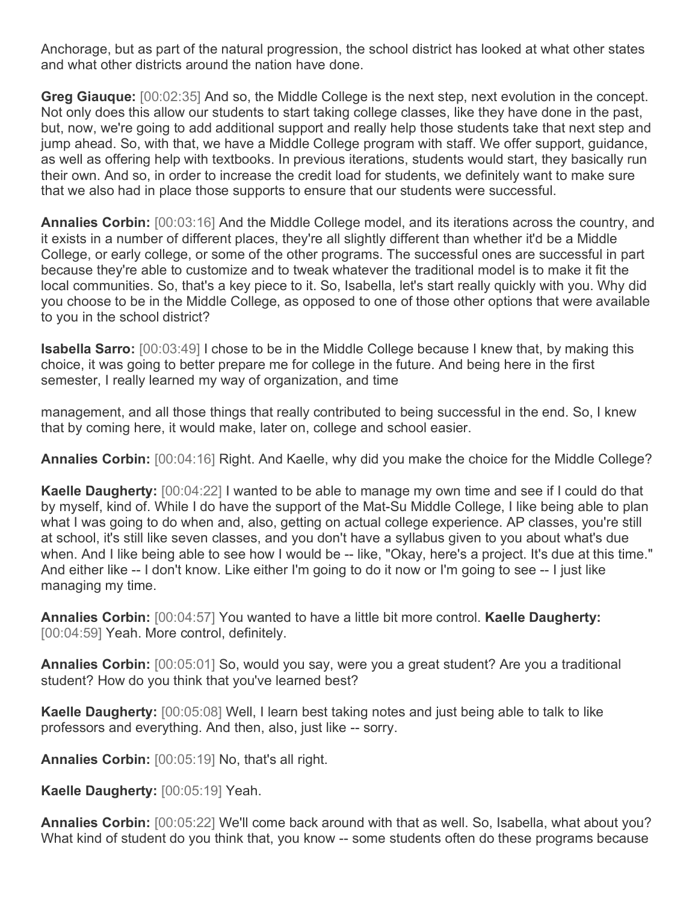Anchorage, but as part of the natural progression, the school district has looked at what other states and what other districts around the nation have done.

**Greg Giauque:** [00:02:35] And so, the Middle College is the next step, next evolution in the concept. Not only does this allow our students to start taking college classes, like they have done in the past, but, now, we're going to add additional support and really help those students take that next step and jump ahead. So, with that, we have a Middle College program with staff. We offer support, guidance, as well as offering help with textbooks. In previous iterations, students would start, they basically run their own. And so, in order to increase the credit load for students, we definitely want to make sure that we also had in place those supports to ensure that our students were successful.

**Annalies Corbin:** [00:03:16] And the Middle College model, and its iterations across the country, and it exists in a number of different places, they're all slightly different than whether it'd be a Middle College, or early college, or some of the other programs. The successful ones are successful in part because they're able to customize and to tweak whatever the traditional model is to make it fit the local communities. So, that's a key piece to it. So, Isabella, let's start really quickly with you. Why did you choose to be in the Middle College, as opposed to one of those other options that were available to you in the school district?

**Isabella Sarro:** [00:03:49] I chose to be in the Middle College because I knew that, by making this choice, it was going to better prepare me for college in the future. And being here in the first semester, I really learned my way of organization, and time management, and all those things that really contributed to being successful in the end. So, I knew that by coming here, it would make, later on, college and school easier.

**Annalies Corbin:** [00:04:16] Right. And Kaelle, why did you make the choice for the Middle College?

**Kaelle Daugherty:** [00:04:22] I wanted to be able to manage my own time and see if I could do that by myself, kind of. While I do have the support of the Mat-Su Middle College, I like being able to plan what I was going to do when and, also, getting on actual college experience. AP classes, you're still at school, it's still like seven classes, and you don't have a syllabus given to you about what's due when. And I like being able to see how I would be -- like, "Okay, here's a project. It's due at this time." And either like -- I don't know. Like either I'm going to do it now or I'm going to see -- I just like managing my time.

**Annalies Corbin:** [00:04:57] You wanted to have a little bit more control.

**Kaelle Daugherty:** [00:04:59] Yeah. More control, definitely.

**Annalies Corbin:** [00:05:01] So, would you say, were you a great student? Are you a traditional student? How do you think that you've learned best?

**Kaelle Daugherty:** [00:05:08] Well, I learn best taking notes and just being able to talk to like professors and everything. And then, also, just like -- sorry.

**Annalies Corbin:** [00:05:19] No, that's all right.

**Kaelle Daugherty:** [00:05:19] Yeah.

**Annalies Corbin:** [00:05:22] We'll come back around with that as well. So, Isabella, what about you? What kind of student do you think that, you know -- some students often do these programs because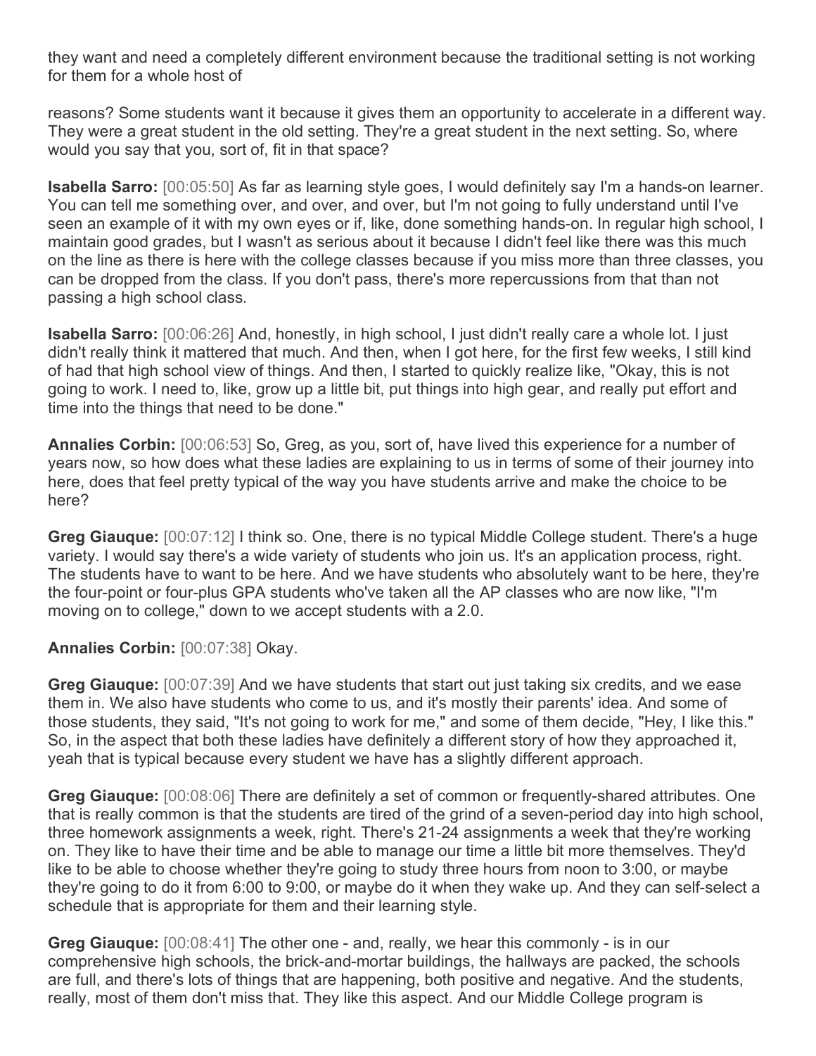they want and need a completely different environment because the traditional setting is not working for them for a whole host of

reasons? Some students want it because it gives them an opportunity to accelerate in a different way. They were a great student in the old setting. They're a great student in the next setting. So, where would you say that you, sort of, fit in that space?

**Isabella Sarro:** [00:05:50] As far as learning style goes, I would definitely say I'm a hands-on learner. You can tell me something over, and over, and over, but I'm not going to fully understand until I've seen an example of it with my own eyes or if, like, done something hands-on. In regular high school, I maintain good grades, but I wasn't as serious about it because I didn't feel like there was this much on the line as there is here with the college classes because if you miss more than three classes, you can be dropped from the class. If you don't pass, there's more repercussions from that than not passing a high school class.

**Isabella Sarro:** [00:06:26] And, honestly, in high school, I just didn't really care a whole lot. I just didn't really think it mattered that much. And then, when I got here, for the first few weeks, I still kind of had that high school view of things. And then, I started to quickly realize like, "Okay, this is not going to work. I need to, like, grow up a little bit, put things into high gear, and really put effort and time into the things that need to be done."

**Annalies Corbin:** [00:06:53] So, Greg, as you, sort of, have lived this experience for a number of years now, so how does what these ladies are explaining to us in terms of some of their journey into here, does that feel pretty typical of the way you have students arrive and make the choice to be here?

**Greg Giauque:** [00:07:12] I think so. One, there is no typical Middle College student. There's a huge variety. I would say there's a wide variety of students who join us. It's an application process, right. The students have to want to be here. And we have students who absolutely want to be here, they're the four-point or four-plus GPA students who've taken all the AP classes who are now like, "I'm moving on to college," down to we accept students with a 2.0.

**Annalies Corbin:** [00:07:38] Okay.

**Greg Giauque:** [00:07:39] And we have students that start out just taking six credits, and we ease them in. We also have students who come to us, and it's mostly their parents' idea. And some of those students, they said, "It's not going to work for me," and some of them decide, "Hey, I like this." So, in the aspect that both these ladies have definitely a different story of how they approached it, yeah that is typical because every student we have has a slightly different approach.

**Greg Giauque:** [00:08:06] There are definitely a set of common or frequently-shared attributes. One that is really common is that the students are tired of the grind of a seven-period day into high school, three homework assignments a week, right. There's 21-24 assignments a week that they're working on. They like to have their time and be able to manage our time a little bit more themselves. They'd like to be able to choose whether they're going to study three hours from noon to 3:00, or maybe they're going to do it from 6:00 to 9:00, or maybe do it when they wake up. And they can self-select a schedule that is appropriate for them and their learning style.

**Greg Giauque:** [00:08:41] The other one - and, really, we hear this commonly - is in our comprehensive high schools, the brick-and-mortar buildings, the hallways are packed, the schools are full, and there's lots of things that are happening, both positive and negative. And the students, really, most of them don't miss that. They like this aspect. And our Middle College program is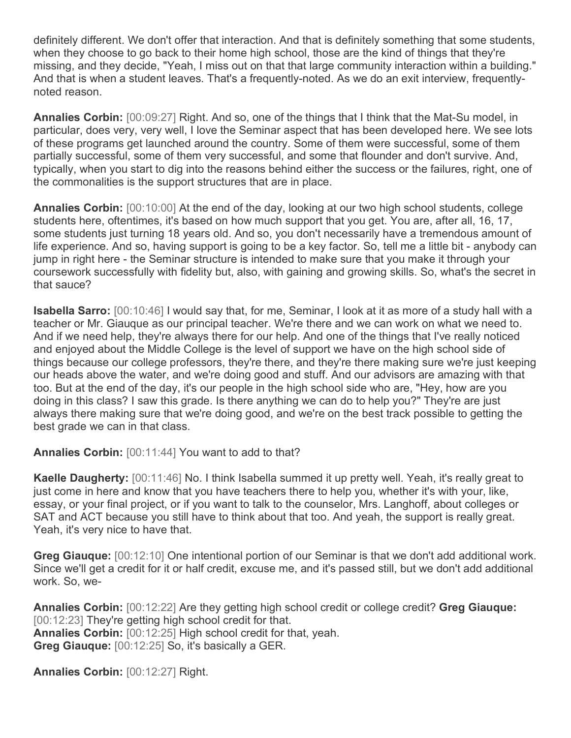definitely different. We don't offer that interaction. And that is definitely something that some students, when they choose to go back to their home high school, those are the kind of things that they're missing, and they decide, "Yeah, I miss out on that that large community interaction within a building." And that is when a student leaves. That's a frequently-noted. As we do an exit interview, frequently-noted reason.

**Annalies Corbin:** [00:09:27] Right. And so, one of the things that I think that the Mat-Su model, in particular, does very, very well, I love the Seminar aspect that has been developed here. We see lots of these programs get launched around the country. Some of them were successful, some of them partially successful, some of them very successful, and some that flounder and don't survive. And, typically, when you start to dig into the reasons behind either the success or the failures, right, one of the commonalities is the support structures that are in place.

**Annalies Corbin:** [00:10:00] At the end of the day, looking at our two high school students, college students here, oftentimes, it's based on how much support that you get. You are, after all, 16, 17, some students just turning 18 years old. And so, you don't necessarily have a tremendous amount of life experience. And so, having support is going to be a key factor. So, tell me a little bit - anybody can jump in right here - the Seminar structure is intended to make sure that you make it through your coursework successfully with fidelity but, also, with gaining and growing skills. So, what's the secret in that sauce?

**Isabella Sarro:** [00:10:46] I would say that, for me, Seminar, I look at it as more of a study hall with a teacher or Mr. Giauque as our principal teacher. We're there and we can work on what we need to. And if we need help, they're always there for our help. And one of the things that I've really noticed and enjoyed about the Middle College is the level of support we have on the high school side of things because our college professors, they're there, and they're there making sure we're just keeping our heads above the water, and we're doing good and stuff. And our advisors are amazing with that too. But at the end of the day, it's our people in the high school side who are, "Hey, how are you doing in this class? I saw this grade. Is there anything we can do to help you?" They're are just always there making sure that we're doing good, and we're on the best track possible to getting the best grade we can in that class.

**Annalies Corbin:** [00:11:44] You want to add to that?

**Kaelle Daugherty:** [00:11:46] No. I think Isabella summed it up pretty well. Yeah, it's really great to just come in here and know that you have teachers there to help you, whether it's with your, like, essay, or your final project, or if you want to talk to the counselor, Mrs. Langhoff, about colleges or SAT and ACT because you still have to think about that too. And yeah, the support is really great. Yeah, it's very nice to have that.

**Greg Giauque:** [00:12:10] One intentional portion of our Seminar is that we don't add additional work. Since we'll get a credit for it or half credit, excuse me, and it's passed still, but we don't add additional work. So, we-

**Annalies Corbin:** [00:12:22] Are they getting high school credit or college credit? **Greg Giauque:** [00:12:23] They're getting high school credit for that.
**Annalies Corbin:** [00:12:25] High school credit for that, yeah.
**Greg Giauque:** [00:12:25] So, it's basically a GER.

**Annalies Corbin:** [00:12:27] Right.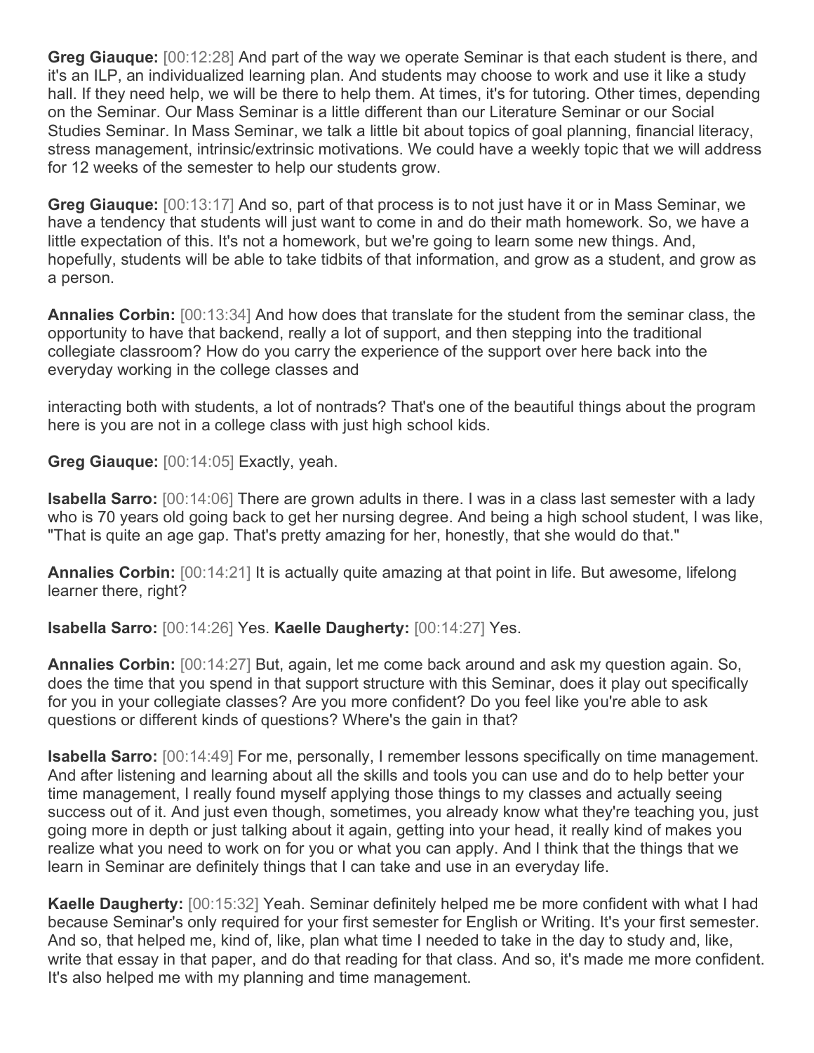**Greg Giauque:** [00:12:28] And part of the way we operate Seminar is that each student is there, and it's an ILP, an individualized learning plan. And students may choose to work and use it like a study hall. If they need help, we will be there to help them. At times, it's for tutoring. Other times, depending on the Seminar. Our Mass Seminar is a little different than our Literature Seminar or our Social Studies Seminar. In Mass Seminar, we talk a little bit about topics of goal planning, financial literacy, stress management, intrinsic/extrinsic motivations. We could have a weekly topic that we will address for 12 weeks of the semester to help our students grow.

**Greg Giauque:** [00:13:17] And so, part of that process is to not just have it or in Mass Seminar, we have a tendency that students will just want to come in and do their math homework. So, we have a little expectation of this. It's not a homework, but we're going to learn some new things. And, hopefully, students will be able to take tidbits of that information, and grow as a student, and grow as a person.

**Annalies Corbin:** [00:13:34] And how does that translate for the student from the seminar class, the opportunity to have that backend, really a lot of support, and then stepping into the traditional collegiate classroom? How do you carry the experience of the support over here back into the everyday working in the college classes and

interacting both with students, a lot of nontrads? That's one of the beautiful things about the program here is you are not in a college class with just high school kids.

**Greg Giauque:** [00:14:05] Exactly, yeah.

**Isabella Sarro:** [00:14:06] There are grown adults in there. I was in a class last semester with a lady who is 70 years old going back to get her nursing degree. And being a high school student, I was like, "That is quite an age gap. That's pretty amazing for her, honestly, that she would do that."

**Annalies Corbin:** [00:14:21] It is actually quite amazing at that point in life. But awesome, lifelong learner there, right?

**Isabella Sarro:** [00:14:26] Yes. **Kaelle Daugherty:** [00:14:27] Yes.

**Annalies Corbin:** [00:14:27] But, again, let me come back around and ask my question again. So, does the time that you spend in that support structure with this Seminar, does it play out specifically for you in your collegiate classes? Are you more confident? Do you feel like you're able to ask questions or different kinds of questions? Where's the gain in that?

**Isabella Sarro:** [00:14:49] For me, personally, I remember lessons specifically on time management. And after listening and learning about all the skills and tools you can use and do to help better your time management, I really found myself applying those things to my classes and actually seeing success out of it. And just even though, sometimes, you already know what they're teaching you, just going more in depth or just talking about it again, getting into your head, it really kind of makes you realize what you need to work on for you or what you can apply. And I think that the things that we learn in Seminar are definitely things that I can take and use in an everyday life.

**Kaelle Daugherty:** [00:15:32] Yeah. Seminar definitely helped me be more confident with what I had because Seminar's only required for your first semester for English or Writing. It's your first semester. And so, that helped me, kind of, like, plan what time I needed to take in the day to study and, like, write that essay in that paper, and do that reading for that class. And so, it's made me more confident. It's also helped me with my planning and time management.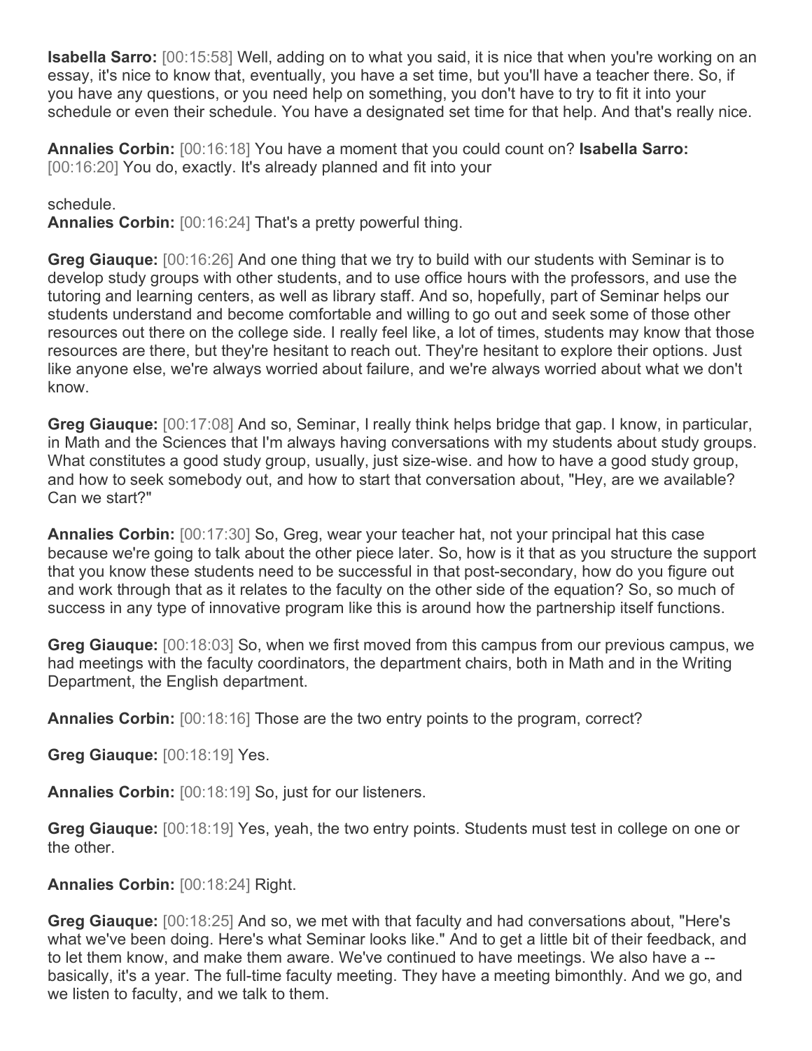**Isabella Sarro:** [00:15:58] Well, adding on to what you said, it is nice that when you're working on an essay, it's nice to know that, eventually, you have a set time, but you'll have a teacher there. So, if you have any questions, or you need help on something, you don't have to try to fit it into your schedule or even their schedule. You have a designated set time for that help. And that's really nice.

**Annalies Corbin:** [00:16:18] You have a moment that you could count on? **Isabella Sarro:** [00:16:20] You do, exactly. It's already planned and fit into your

schedule.

**Annalies Corbin:** [00:16:24] That's a pretty powerful thing.

**Greg Giauque:** [00:16:26] And one thing that we try to build with our students with Seminar is to develop study groups with other students, and to use office hours with the professors, and use the tutoring and learning centers, as well as library staff. And so, hopefully, part of Seminar helps our students understand and become comfortable and willing to go out and seek some of those other resources out there on the college side. I really feel like, a lot of times, students may know that those resources are there, but they're hesitant to reach out. They're hesitant to explore their options. Just like anyone else, we're always worried about failure, and we're always worried about what we don't know.

**Greg Giauque:** [00:17:08] And so, Seminar, I really think helps bridge that gap. I know, in particular, in Math and the Sciences that I'm always having conversations with my students about study groups. What constitutes a good study group, usually, just size-wise. and how to have a good study group, and how to seek somebody out, and how to start that conversation about, "Hey, are we available? Can we start?"

**Annalies Corbin:** [00:17:30] So, Greg, wear your teacher hat, not your principal hat this case because we're going to talk about the other piece later. So, how is it that as you structure the support that you know these students need to be successful in that post-secondary, how do you figure out and work through that as it relates to the faculty on the other side of the equation? So, so much of success in any type of innovative program like this is around how the partnership itself functions.

**Greg Giauque:** [00:18:03] So, when we first moved from this campus from our previous campus, we had meetings with the faculty coordinators, the department chairs, both in Math and in the Writing Department, the English department.

**Annalies Corbin:** [00:18:16] Those are the two entry points to the program, correct?

**Greg Giauque:** [00:18:19] Yes.

**Annalies Corbin:** [00:18:19] So, just for our listeners.

**Greg Giauque:** [00:18:19] Yes, yeah, the two entry points. Students must test in college on one or the other.

**Annalies Corbin:** [00:18:24] Right.

**Greg Giauque:** [00:18:25] And so, we met with that faculty and had conversations about, "Here's what we've been doing. Here's what Seminar looks like." And to get a little bit of their feedback, and to let them know, and make them aware. We've continued to have meetings. We also have a -- basically, it's a year. The full-time faculty meeting. They have a meeting bimonthly. And we go, and we listen to faculty, and we talk to them.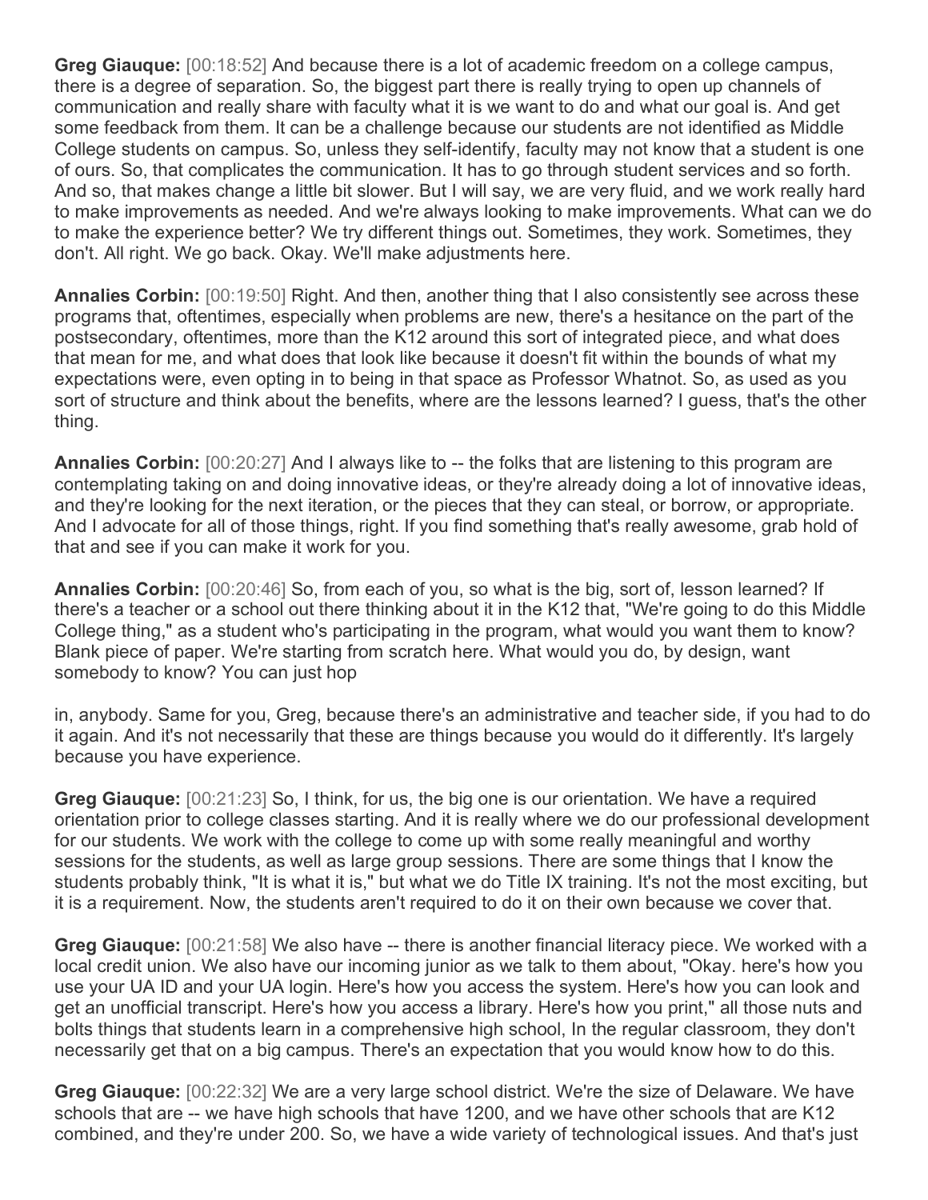**Greg Giauque:** [00:18:52] And because there is a lot of academic freedom on a college campus, there is a degree of separation. So, the biggest part there is really trying to open up channels of communication and really share with faculty what it is we want to do and what our goal is. And get some feedback from them. It can be a challenge because our students are not identified as Middle College students on campus. So, unless they self-identify, faculty may not know that a student is one of ours. So, that complicates the communication. It has to go through student services and so forth. And so, that makes change a little bit slower. But I will say, we are very fluid, and we work really hard to make improvements as needed. And we're always looking to make improvements. What can we do to make the experience better? We try different things out. Sometimes, they work. Sometimes, they don't. All right. We go back. Okay. We'll make adjustments here.

**Annalies Corbin:** [00:19:50] Right. And then, another thing that I also consistently see across these programs that, oftentimes, especially when problems are new, there's a hesitance on the part of the postsecondary, oftentimes, more than the K12 around this sort of integrated piece, and what does that mean for me, and what does that look like because it doesn't fit within the bounds of what my expectations were, even opting in to being in that space as Professor Whatnot. So, as used as you sort of structure and think about the benefits, where are the lessons learned? I guess, that's the other thing.

**Annalies Corbin:** [00:20:27] And I always like to -- the folks that are listening to this program are contemplating taking on and doing innovative ideas, or they're already doing a lot of innovative ideas, and they're looking for the next iteration, or the pieces that they can steal, or borrow, or appropriate. And I advocate for all of those things, right. If you find something that's really awesome, grab hold of that and see if you can make it work for you.

**Annalies Corbin:** [00:20:46] So, from each of you, so what is the big, sort of, lesson learned? If there's a teacher or a school out there thinking about it in the K12 that, "We're going to do this Middle College thing," as a student who's participating in the program, what would you want them to know? Blank piece of paper. We're starting from scratch here. What would you do, by design, want somebody to know? You can just hop in, anybody. Same for you, Greg, because there's an administrative and teacher side, if you had to do it again. And it's not necessarily that these are things because you would do it differently. It's largely because you have experience.

**Greg Giauque:** [00:21:23] So, I think, for us, the big one is our orientation. We have a required orientation prior to college classes starting. And it is really where we do our professional development for our students. We work with the college to come up with some really meaningful and worthy sessions for the students, as well as large group sessions. There are some things that I know the students probably think, "It is what it is," but what we do Title IX training. It's not the most exciting, but it is a requirement. Now, the students aren't required to do it on their own because we cover that.

**Greg Giauque:** [00:21:58] We also have -- there is another financial literacy piece. We worked with a local credit union. We also have our incoming junior as we talk to them about, "Okay. here's how you use your UA ID and your UA login. Here's how you access the system. Here's how you can look and get an unofficial transcript. Here's how you access a library. Here's how you print," all those nuts and bolts things that students learn in a comprehensive high school, In the regular classroom, they don't necessarily get that on a big campus. There's an expectation that you would know how to do this.

**Greg Giauque:** [00:22:32] We are a very large school district. We're the size of Delaware. We have schools that are -- we have high schools that have 1200, and we have other schools that are K12 combined, and they're under 200. So, we have a wide variety of technological issues. And that's just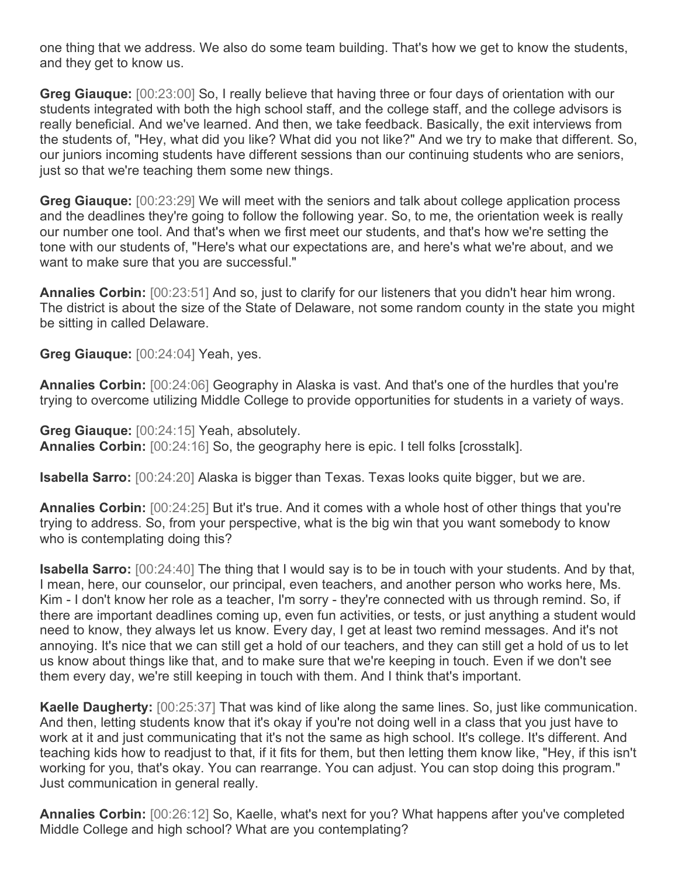one thing that we address. We also do some team building. That's how we get to know the students, and they get to know us.

**Greg Giauque:** [00:23:00] So, I really believe that having three or four days of orientation with our students integrated with both the high school staff, and the college staff, and the college advisors is really beneficial. And we've learned. And then, we take feedback. Basically, the exit interviews from the students of, "Hey, what did you like? What did you not like?" And we try to make that different. So, our juniors incoming students have different sessions than our continuing students who are seniors, just so that we're teaching them some new things.

**Greg Giauque:** [00:23:29] We will meet with the seniors and talk about college application process and the deadlines they're going to follow the following year. So, to me, the orientation week is really our number one tool. And that's when we first meet our students, and that's how we're setting the tone with our students of, "Here's what our expectations are, and here's what we're about, and we want to make sure that you are successful."

**Annalies Corbin:** [00:23:51] And so, just to clarify for our listeners that you didn't hear him wrong. The district is about the size of the State of Delaware, not some random county in the state you might be sitting in called Delaware.

**Greg Giauque:** [00:24:04] Yeah, yes.

**Annalies Corbin:** [00:24:06] Geography in Alaska is vast. And that's one of the hurdles that you're trying to overcome utilizing Middle College to provide opportunities for students in a variety of ways.

**Greg Giauque:** [00:24:15] Yeah, absolutely.

**Annalies Corbin:** [00:24:16] So, the geography here is epic. I tell folks [crosstalk].

**Isabella Sarro:** [00:24:20] Alaska is bigger than Texas. Texas looks quite bigger, but we are.

**Annalies Corbin:** [00:24:25] But it's true. And it comes with a whole host of other things that you're trying to address. So, from your perspective, what is the big win that you want somebody to know who is contemplating doing this?

**Isabella Sarro:** [00:24:40] The thing that I would say is to be in touch with your students. And by that, I mean, here, our counselor, our principal, even teachers, and another person who works here, Ms. Kim - I don't know her role as a teacher, I'm sorry - they're connected with us through remind. So, if there are important deadlines coming up, even fun activities, or tests, or just anything a student would need to know, they always let us know. Every day, I get at least two remind messages. And it's not annoying. It's nice that we can still get a hold of our teachers, and they can still get a hold of us to let us know about things like that, and to make sure that we're keeping in touch. Even if we don't see them every day, we're still keeping in touch with them. And I think that's important.

**Kaelle Daugherty:** [00:25:37] That was kind of like along the same lines. So, just like communication. And then, letting students know that it's okay if you're not doing well in a class that you just have to work at it and just communicating that it's not the same as high school. It's college. It's different. And teaching kids how to readjust to that, if it fits for them, but then letting them know like, "Hey, if this isn't working for you, that's okay. You can rearrange. You can adjust. You can stop doing this program." Just communication in general really.

**Annalies Corbin:** [00:26:12] So, Kaelle, what's next for you? What happens after you've completed Middle College and high school? What are you contemplating?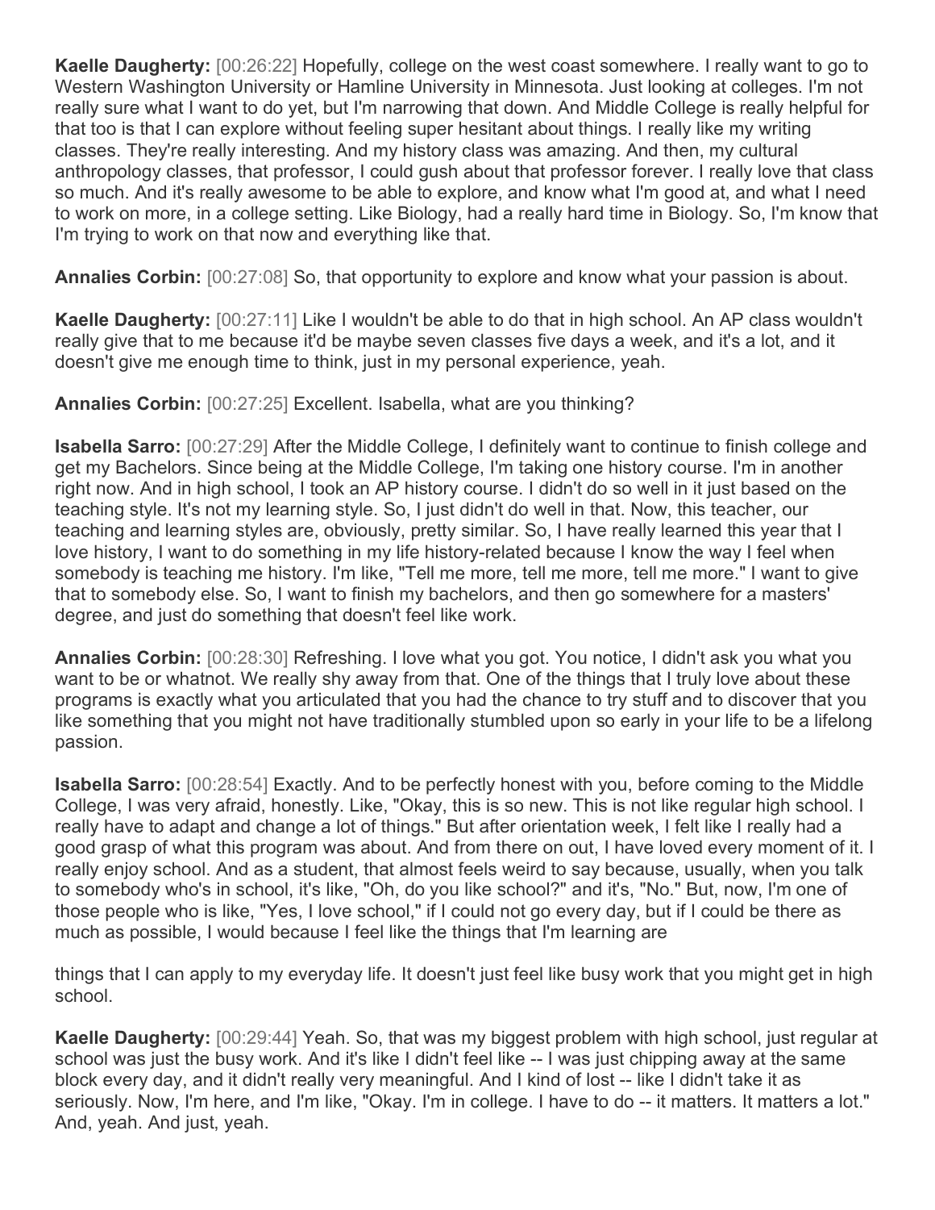**Kaelle Daugherty:** [00:26:22] Hopefully, college on the west coast somewhere. I really want to go to Western Washington University or Hamline University in Minnesota. Just looking at colleges. I'm not really sure what I want to do yet, but I'm narrowing that down. And Middle College is really helpful for that too is that I can explore without feeling super hesitant about things. I really like my writing classes. They're really interesting. And my history class was amazing. And then, my cultural anthropology classes, that professor, I could gush about that professor forever. I really love that class so much. And it's really awesome to be able to explore, and know what I'm good at, and what I need to work on more, in a college setting. Like Biology, had a really hard time in Biology. So, I'm know that I'm trying to work on that now and everything like that.

**Annalies Corbin:** [00:27:08] So, that opportunity to explore and know what your passion is about.

**Kaelle Daugherty:** [00:27:11] Like I wouldn't be able to do that in high school. An AP class wouldn't really give that to me because it'd be maybe seven classes five days a week, and it's a lot, and it doesn't give me enough time to think, just in my personal experience, yeah.

**Annalies Corbin:** [00:27:25] Excellent. Isabella, what are you thinking?

**Isabella Sarro:** [00:27:29] After the Middle College, I definitely want to continue to finish college and get my Bachelors. Since being at the Middle College, I'm taking one history course. I'm in another right now. And in high school, I took an AP history course. I didn't do so well in it just based on the teaching style. It's not my learning style. So, I just didn't do well in that. Now, this teacher, our teaching and learning styles are, obviously, pretty similar. So, I have really learned this year that I love history, I want to do something in my life history-related because I know the way I feel when somebody is teaching me history. I'm like, "Tell me more, tell me more, tell me more." I want to give that to somebody else. So, I want to finish my bachelors, and then go somewhere for a masters' degree, and just do something that doesn't feel like work.

**Annalies Corbin:** [00:28:30] Refreshing. I love what you got. You notice, I didn't ask you what you want to be or whatnot. We really shy away from that. One of the things that I truly love about these programs is exactly what you articulated that you had the chance to try stuff and to discover that you like something that you might not have traditionally stumbled upon so early in your life to be a lifelong passion.

**Isabella Sarro:** [00:28:54] Exactly. And to be perfectly honest with you, before coming to the Middle College, I was very afraid, honestly. Like, "Okay, this is so new. This is not like regular high school. I really have to adapt and change a lot of things." But after orientation week, I felt like I really had a good grasp of what this program was about. And from there on out, I have loved every moment of it. I really enjoy school. And as a student, that almost feels weird to say because, usually, when you talk to somebody who's in school, it's like, "Oh, do you like school?" and it's, "No." But, now, I'm one of those people who is like, "Yes, I love school," if I could not go every day, but if I could be there as much as possible, I would because I feel like the things that I'm learning are things that I can apply to my everyday life. It doesn't just feel like busy work that you might get in high school.

**Kaelle Daugherty:** [00:29:44] Yeah. So, that was my biggest problem with high school, just regular at school was just the busy work. And it's like I didn't feel like -- I was just chipping away at the same block every day, and it didn't really very meaningful. And I kind of lost -- like I didn't take it as seriously. Now, I'm here, and I'm like, "Okay. I'm in college. I have to do -- it matters. It matters a lot." And, yeah. And just, yeah.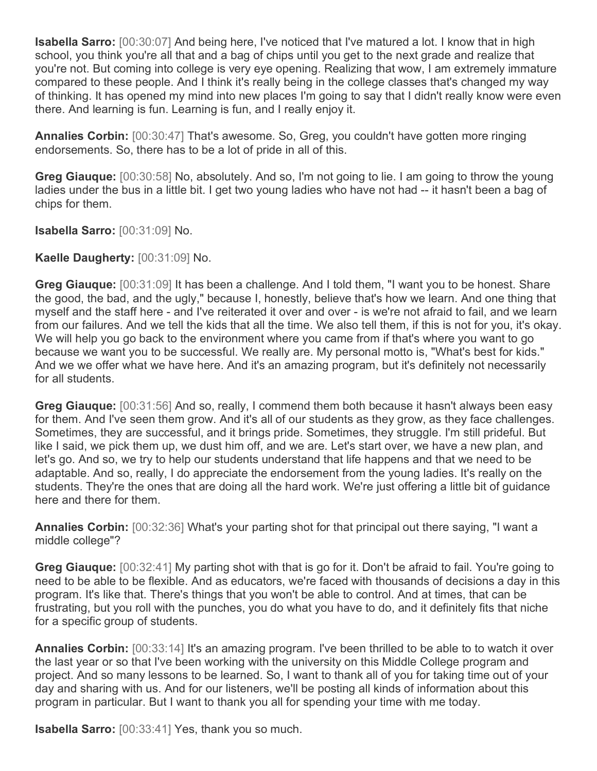**Isabella Sarro:** [00:30:07] And being here, I've noticed that I've matured a lot. I know that in high school, you think you're all that and a bag of chips until you get to the next grade and realize that you're not. But coming into college is very eye opening. Realizing that wow, I am extremely immature compared to these people. And I think it's really being in the college classes that's changed my way of thinking. It has opened my mind into new places I'm going to say that I didn't really know were even there. And learning is fun. Learning is fun, and I really enjoy it.

**Annalies Corbin:** [00:30:47] That's awesome. So, Greg, you couldn't have gotten more ringing endorsements. So, there has to be a lot of pride in all of this.

**Greg Giauque:** [00:30:58] No, absolutely. And so, I'm not going to lie. I am going to throw the young ladies under the bus in a little bit. I get two young ladies who have not had -- it hasn't been a bag of chips for them.

**Isabella Sarro:** [00:31:09] No.

**Kaelle Daugherty:** [00:31:09] No.

**Greg Giauque:** [00:31:09] It has been a challenge. And I told them, "I want you to be honest. Share the good, the bad, and the ugly," because I, honestly, believe that's how we learn. And one thing that myself and the staff here - and I've reiterated it over and over - is we're not afraid to fail, and we learn from our failures. And we tell the kids that all the time. We also tell them, if this is not for you, it's okay. We will help you go back to the environment where you came from if that's where you want to go because we want you to be successful. We really are. My personal motto is, "What's best for kids." And we we offer what we have here. And it's an amazing program, but it's definitely not necessarily for all students.

**Greg Giauque:** [00:31:56] And so, really, I commend them both because it hasn't always been easy for them. And I've seen them grow. And it's all of our students as they grow, as they face challenges. Sometimes, they are successful, and it brings pride. Sometimes, they struggle. I'm still prideful. But like I said, we pick them up, we dust him off, and we are. Let's start over, we have a new plan, and let's go. And so, we try to help our students understand that life happens and that we need to be adaptable. And so, really, I do appreciate the endorsement from the young ladies. It's really on the students. They're the ones that are doing all the hard work. We're just offering a little bit of guidance here and there for them.

**Annalies Corbin:** [00:32:36] What's your parting shot for that principal out there saying, "I want a middle college"?

**Greg Giauque:** [00:32:41] My parting shot with that is go for it. Don't be afraid to fail. You're going to need to be able to be flexible. And as educators, we're faced with thousands of decisions a day in this program. It's like that. There's things that you won't be able to control. And at times, that can be frustrating, but you roll with the punches, you do what you have to do, and it definitely fits that niche for a specific group of students.

**Annalies Corbin:** [00:33:14] It's an amazing program. I've been thrilled to be able to to watch it over the last year or so that I've been working with the university on this Middle College program and project. And so many lessons to be learned. So, I want to thank all of you for taking time out of your day and sharing with us. And for our listeners, we'll be posting all kinds of information about this program in particular. But I want to thank you all for spending your time with me today.

**Isabella Sarro:** [00:33:41] Yes, thank you so much.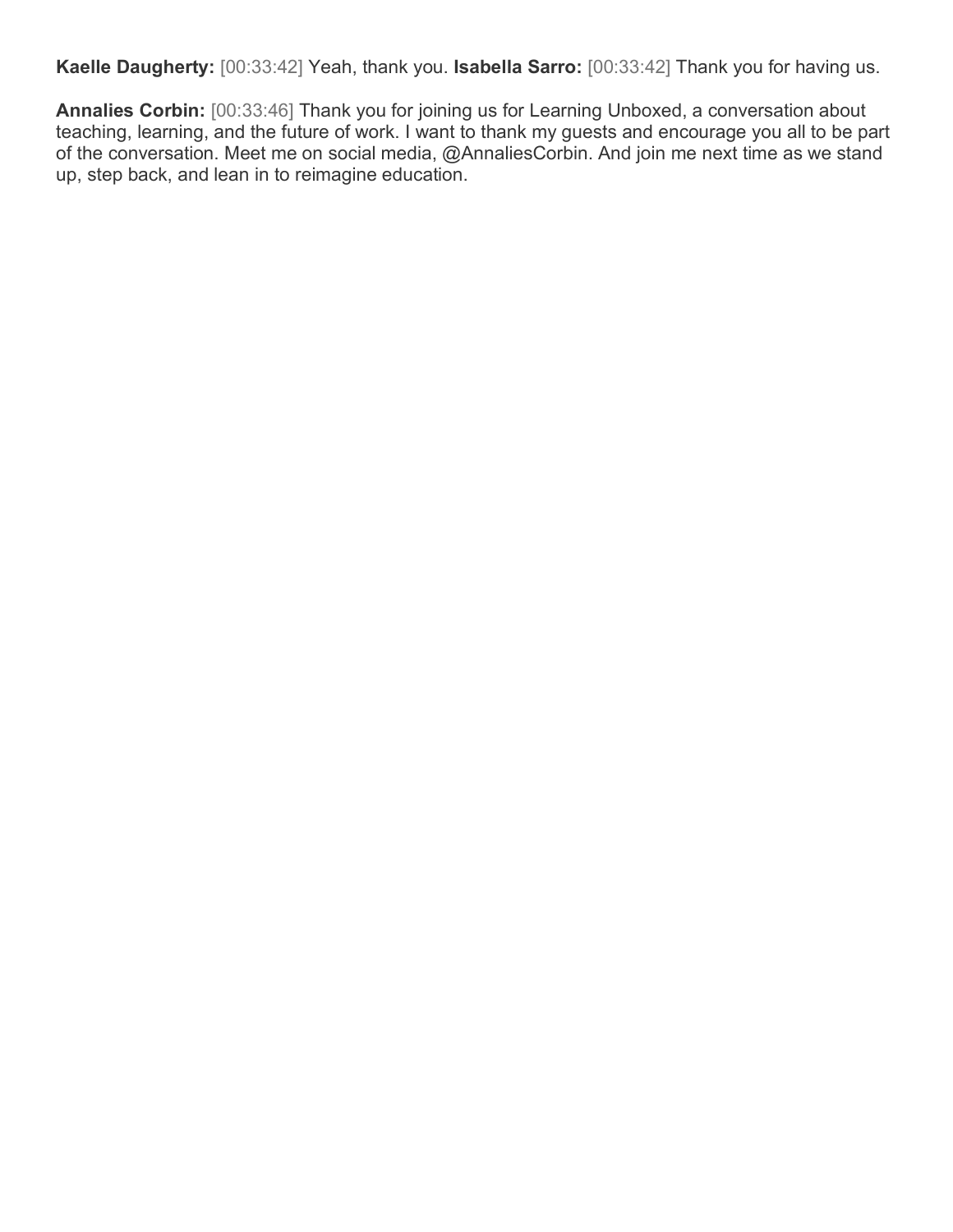**Kaelle Daugherty:** [00:33:42] Yeah, thank you. **Isabella Sarro:** [00:33:42] Thank you for having us.

**Annalies Corbin:** [00:33:46] Thank you for joining us for Learning Unboxed, a conversation about teaching, learning, and the future of work. I want to thank my guests and encourage you all to be part of the conversation. Meet me on social media, @AnnaliesCorbin. And join me next time as we stand up, step back, and lean in to reimagine education.